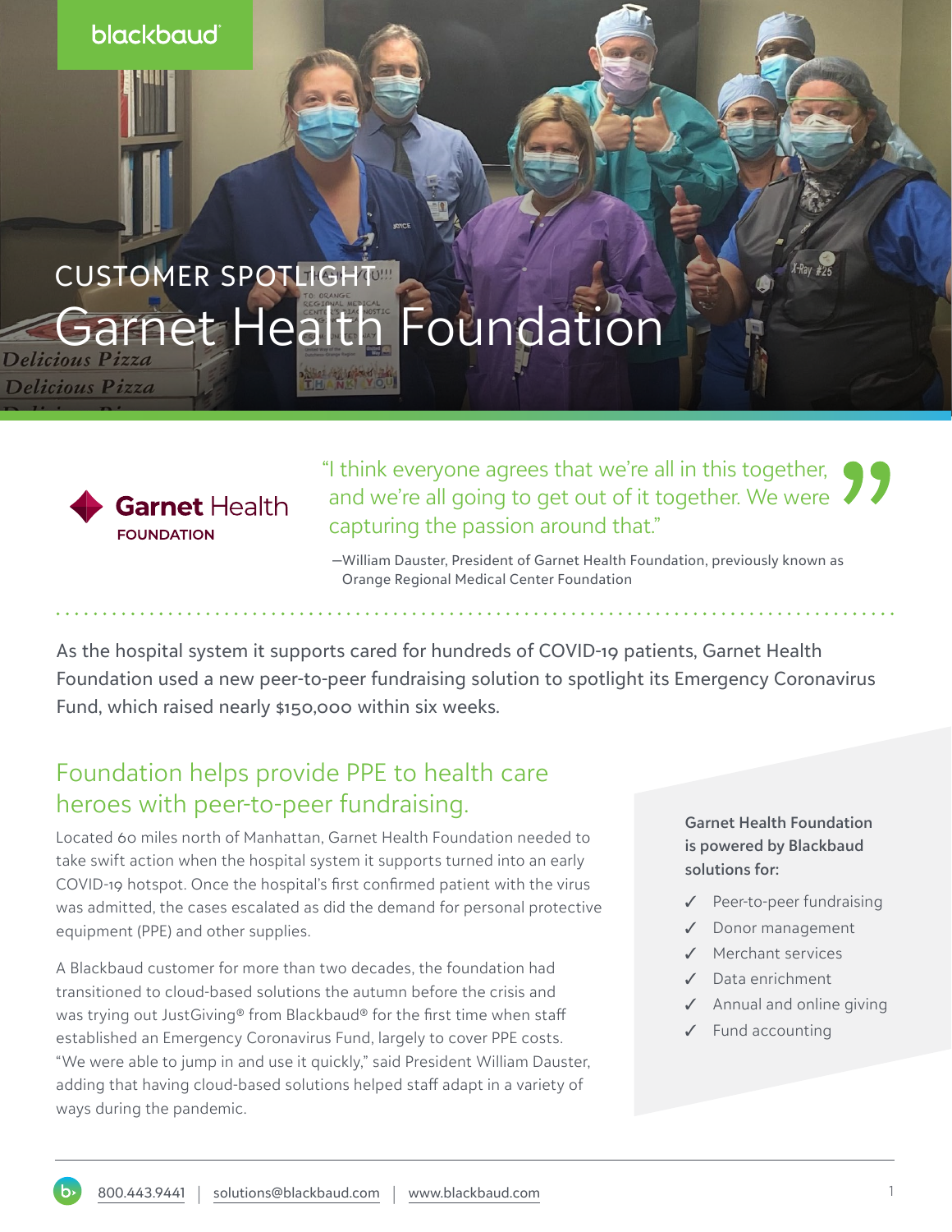CUSTOMER SPOTLIGHT

# Garnet Health Foundation

“I think everyone agrees that we’re all in this together, and we’re all going to get out of it together. We were capturing the passion around that.”

—William Dauster, President of Garnet Health Foundation, previously known as Orange Regional Medical Center Foundation

As the hospital system it supports cared for hundreds of COVID-19 patients, Garnet Health Foundation used a new peer-to-peer fundraising solution to spotlight its Emergency Coronavirus Fund, which raised nearly $150,000 within six weeks.

## Foundation helps provide PPE to health care heroes with peer-to-peer fundraising.

Located 60 miles north of Manhattan, Garnet Health Foundation needed to take swift action when the hospital system it supports turned into an early COVID-19 hotspot. Once the hospital’s first confirmed patient with the virus was admitted, the cases escalated as did the demand for personal protective equipment (PPE) and other supplies.

A Blackbaud customer for more than two decades, the foundation had transitioned to cloud-based solutions the autumn before the crisis and was trying out JustGiving® from Blackbaud® for the first time when staff established an Emergency Coronavirus Fund, largely to cover PPE costs. “We were able to jump in and use it quickly,” said President William Dauster, adding that having cloud-based solutions helped staff adapt in a variety of ways during the pandemic.

**Garnet Health Foundation is powered by Blackbaud solutions for:**

- ✓ Peer-to-peer fundraising
- ✓ Donor management
- ✓ Merchant services
- ✓ Data enrichment
- ✓ Annual and online giving
- ✓ Fund accounting

800.443.9441 | solutions@blackbaud.com | www.blackbaud.com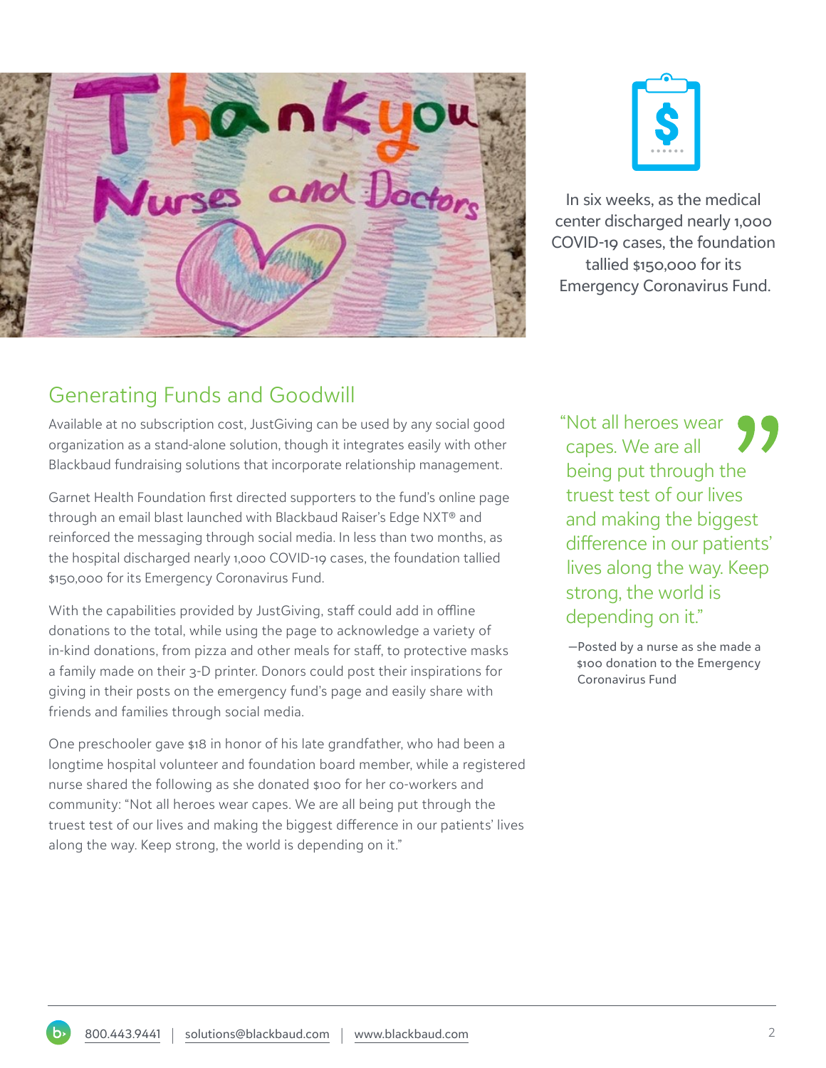In six weeks, as the medical center discharged nearly 1,000 COVID-19 cases, the foundation tallied $150,000 for its Emergency Coronavirus Fund.

## Generating Funds and Goodwill

Available at no subscription cost, JustGiving can be used by any social good organization as a stand-alone solution, though it integrates easily with other Blackbaud fundraising solutions that incorporate relationship management.

Garnet Health Foundation first directed supporters to the fund's online page through an email blast launched with Blackbaud Raiser's Edge NXT® and reinforced the messaging through social media. In less than two months, as the hospital discharged nearly 1,000 COVID-19 cases, the foundation tallied $150,000 for its Emergency Coronavirus Fund.

With the capabilities provided by JustGiving, staff could add in offline donations to the total, while using the page to acknowledge a variety of in-kind donations, from pizza and other meals for staff, to protective masks a family made on their 3-D printer. Donors could post their inspirations for giving in their posts on the emergency fund's page and easily share with friends and families through social media.

One preschooler gave $18 in honor of his late grandfather, who had been a longtime hospital volunteer and foundation board member, while a registered nurse shared the following as she donated $100 for her co-workers and community: "Not all heroes wear capes. We are all being put through the truest test of our lives and making the biggest difference in our patients' lives along the way. Keep strong, the world is depending on it."

> "Not all heroes wear capes. We are all being put through the truest test of our lives and making the biggest difference in our patients' lives along the way. Keep strong, the world is depending on it."
>
> —Posted by a nurse as she made a $100 donation to the Emergency Coronavirus Fund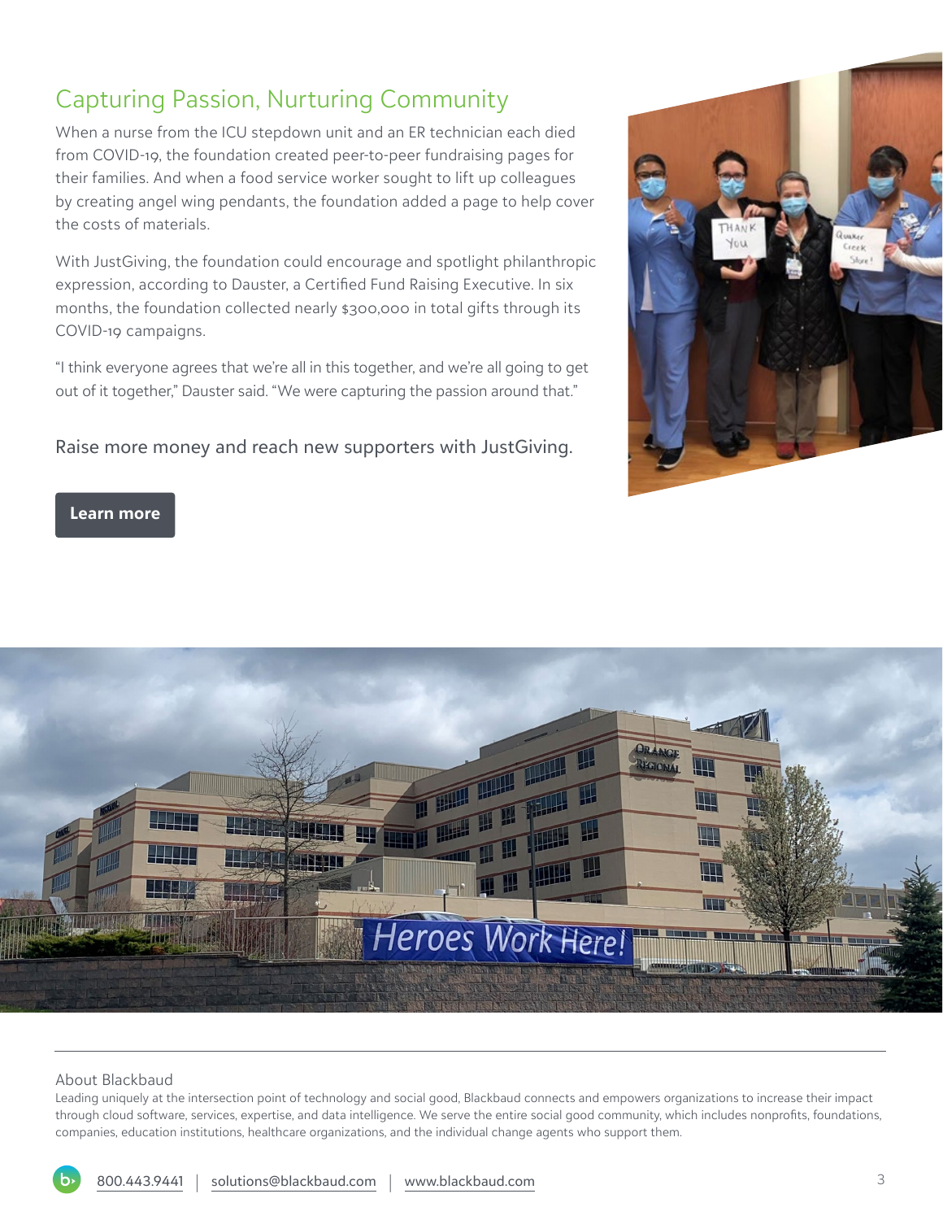## Capturing Passion, Nurturing Community

When a nurse from the ICU stepdown unit and an ER technician each died from COVID-19, the foundation created peer-to-peer fundraising pages for their families. And when a food service worker sought to lift up colleagues by creating angel wing pendants, the foundation added a page to help cover the costs of materials.

With JustGiving, the foundation could encourage and spotlight philanthropic expression, according to Dauster, a Certified Fund Raising Executive. In six months, the foundation collected nearly $300,000 in total gifts through its COVID-19 campaigns.

"I think everyone agrees that we're all in this together, and we're all going to get out of it together," Dauster said. "We were capturing the passion around that."

Raise more money and reach new supporters with JustGiving.

**Learn more**

### About Blackbaud

Leading uniquely at the intersection point of technology and social good, Blackbaud connects and empowers organizations to increase their impact through cloud software, services, expertise, and data intelligence. We serve the entire social good community, which includes nonprofits, foundations, companies, education institutions, healthcare organizations, and the individual change agents who support them.

800.443.9441 | solutions@blackbaud.com | www.blackbaud.com